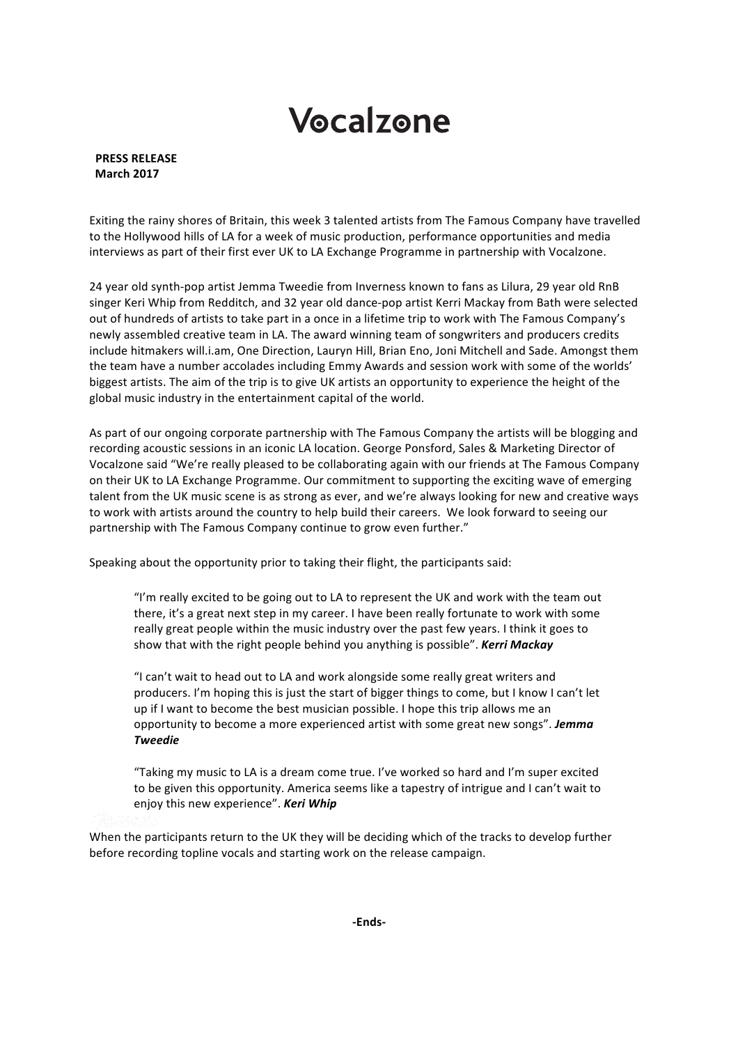# Vocalzone

**PRESS RELEASE**
**March 2017**

Exiting the rainy shores of Britain, this week 3 talented artists from The Famous Company have travelled to the Hollywood hills of LA for a week of music production, performance opportunities and media interviews as part of their first ever UK to LA Exchange Programme in partnership with Vocalzone.

24 year old synth-pop artist Jemma Tweedie from Inverness known to fans as Lilura, 29 year old RnB singer Keri Whip from Redditch, and 32 year old dance-pop artist Kerri Mackay from Bath were selected out of hundreds of artists to take part in a once in a lifetime trip to work with The Famous Company's newly assembled creative team in LA. The award winning team of songwriters and producers credits include hitmakers will.i.am, One Direction, Lauryn Hill, Brian Eno, Joni Mitchell and Sade. Amongst them the team have a number accolades including Emmy Awards and session work with some of the worlds' biggest artists. The aim of the trip is to give UK artists an opportunity to experience the height of the global music industry in the entertainment capital of the world.

As part of our ongoing corporate partnership with The Famous Company the artists will be blogging and recording acoustic sessions in an iconic LA location. George Ponsford, Sales & Marketing Director of Vocalzone said "We're really pleased to be collaborating again with our friends at The Famous Company on their UK to LA Exchange Programme. Our commitment to supporting the exciting wave of emerging talent from the UK music scene is as strong as ever, and we're always looking for new and creative ways to work with artists around the country to help build their careers. We look forward to seeing our partnership with The Famous Company continue to grow even further."

Speaking about the opportunity prior to taking their flight, the participants said:

> "I'm really excited to be going out to LA to represent the UK and work with the team out there, it's a great next step in my career. I have been really fortunate to work with some really great people within the music industry over the past few years. I think it goes to show that with the right people behind you anything is possible". ***Kerri Mackay***

> "I can't wait to head out to LA and work alongside some really great writers and producers. I'm hoping this is just the start of bigger things to come, but I know I can't let up if I want to become the best musician possible. I hope this trip allows me an opportunity to become a more experienced artist with some great new songs". ***Jemma Tweedie***

> "Taking my music to LA is a dream come true. I've worked so hard and I'm super excited to be given this opportunity. America seems like a tapestry of intrigue and I can't wait to enjoy this new experience". ***Keri Whip***

When the participants return to the UK they will be deciding which of the tracks to develop further before recording topline vocals and starting work on the release campaign.

**-Ends-**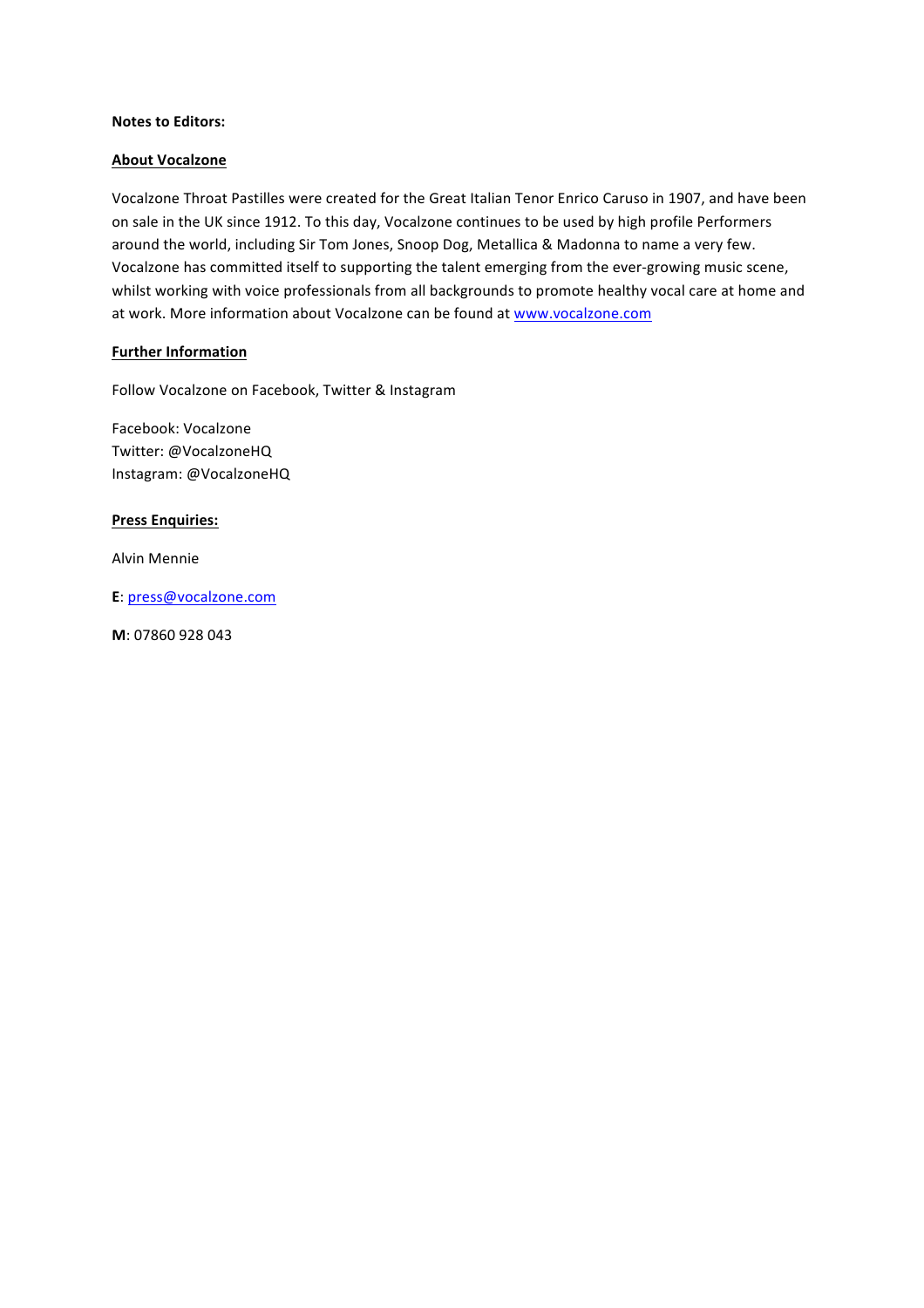**Notes to Editors:**

**About Vocalzone**

Vocalzone Throat Pastilles were created for the Great Italian Tenor Enrico Caruso in 1907, and have been on sale in the UK since 1912. To this day, Vocalzone continues to be used by high profile Performers around the world, including Sir Tom Jones, Snoop Dog, Metallica & Madonna to name a very few. Vocalzone has committed itself to supporting the talent emerging from the ever-growing music scene, whilst working with voice professionals from all backgrounds to promote healthy vocal care at home and at work. More information about Vocalzone can be found at [www.vocalzone.com](http://www.vocalzone.com)

**Further Information**

Follow Vocalzone on Facebook, Twitter & Instagram

Facebook: Vocalzone
Twitter: @VocalzoneHQ
Instagram: @VocalzoneHQ

**Press Enquiries:**

Alvin Mennie

**E**: [press@vocalzone.com](mailto:press@vocalzone.com)

**M**: 07860 928 043